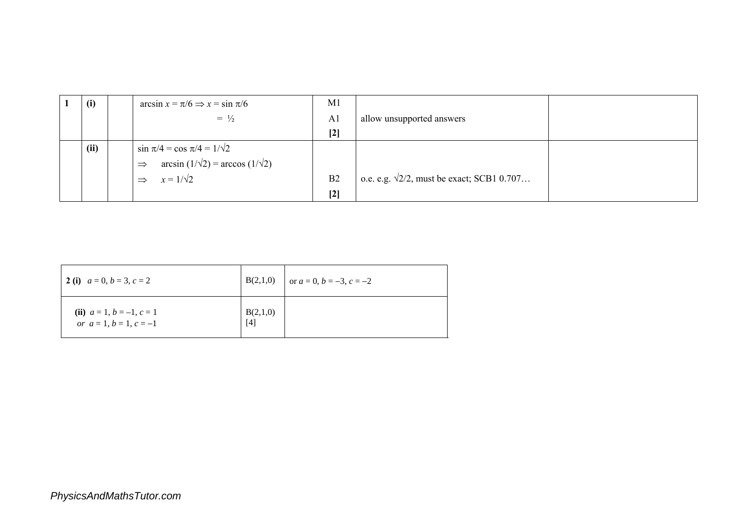| 1 | (i) | | $\arcsin x = \pi/6 \Rightarrow x = \sin \pi/6$ | M1 | | |
|---|---|---|---|---|---|---|
| | | | $= \frac{1}{2}$ | A1 | allow unsupported answers | |
| | | | | **[2]** | | |
| | **(ii)** | | $\sin \pi/4 = \cos \pi/4 = 1/\sqrt{2}$ | | | |
| | | | $\Rightarrow \quad \arcsin (1/\sqrt{2}) = \arccos (1/\sqrt{2})$ | | | |
| | | | $\Rightarrow \quad x = 1/\sqrt{2}$ | B2 | o.e. e.g. $\sqrt{2}/2$, must be exact; SCB1 0.707… | |
| | | | | **[2]** | | |

| | | |
|---|---|---|
| **2 (i)** $a = 0$, $b = 3$, $c = 2$ | B(2,1,0) | or $a = 0$, $b = -3$, $c = -2$ |
| **(ii)** $a = 1$, $b = -1$, $c = 1$ *or* $a = 1$, $b = 1$, $c = -1$ | B(2,1,0) [4] | |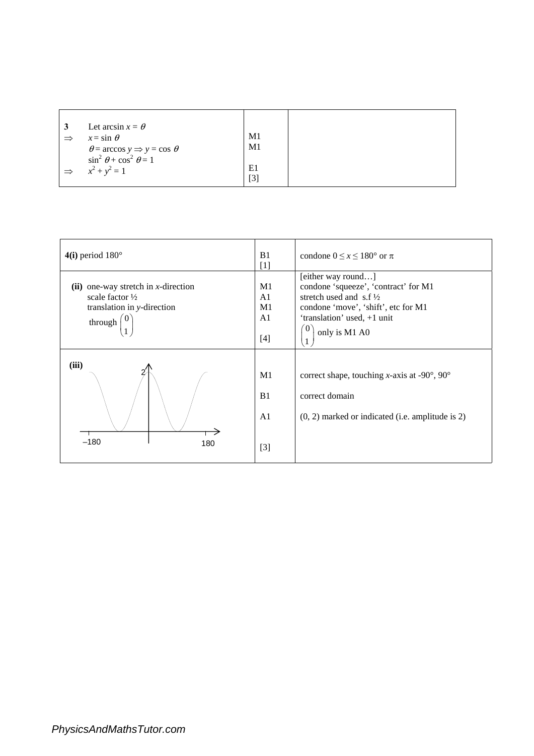| | | |
|---|---|---|
| **3** Let $\arcsin x = \theta$<br>$\Rightarrow$ $x = \sin\theta$<br>$\theta = \arccos y \Rightarrow y = \cos\theta$<br>$\sin^2\theta + \cos^2\theta = 1$<br>$\Rightarrow$ $x^2 + y^2 = 1$ | M1<br>M1<br><br>E1<br>[3] | |

| | | |
|---|---|---|
| **4(i)** period 180° | B1<br>[1] | condone $0 \leq x \leq 180°$ or $\pi$ |
| **(ii)** one-way stretch in $x$-direction<br>scale factor ½<br>translation in $y$-direction<br>through $\begin{pmatrix} 0 \\ 1 \end{pmatrix}$ | M1<br>A1<br>M1<br>A1<br><br>[4] | [either way round…]<br>condone 'squeeze', 'contract' for M1<br>stretch used and s.f ½<br>condone 'move', 'shift', etc for M1<br>'translation' used, +1 unit<br>$\begin{pmatrix} 0 \\ 1 \end{pmatrix}$ only is M1 A0 |
| **(iii)** [graph: curve from –180 to 180, maximum 2 at $y$-axis] | M1<br><br>B1<br><br>A1<br><br>[3] | correct shape, touching $x$-axis at -90°, 90°<br><br>correct domain<br><br>(0, 2) marked or indicated (i.e. amplitude is 2) |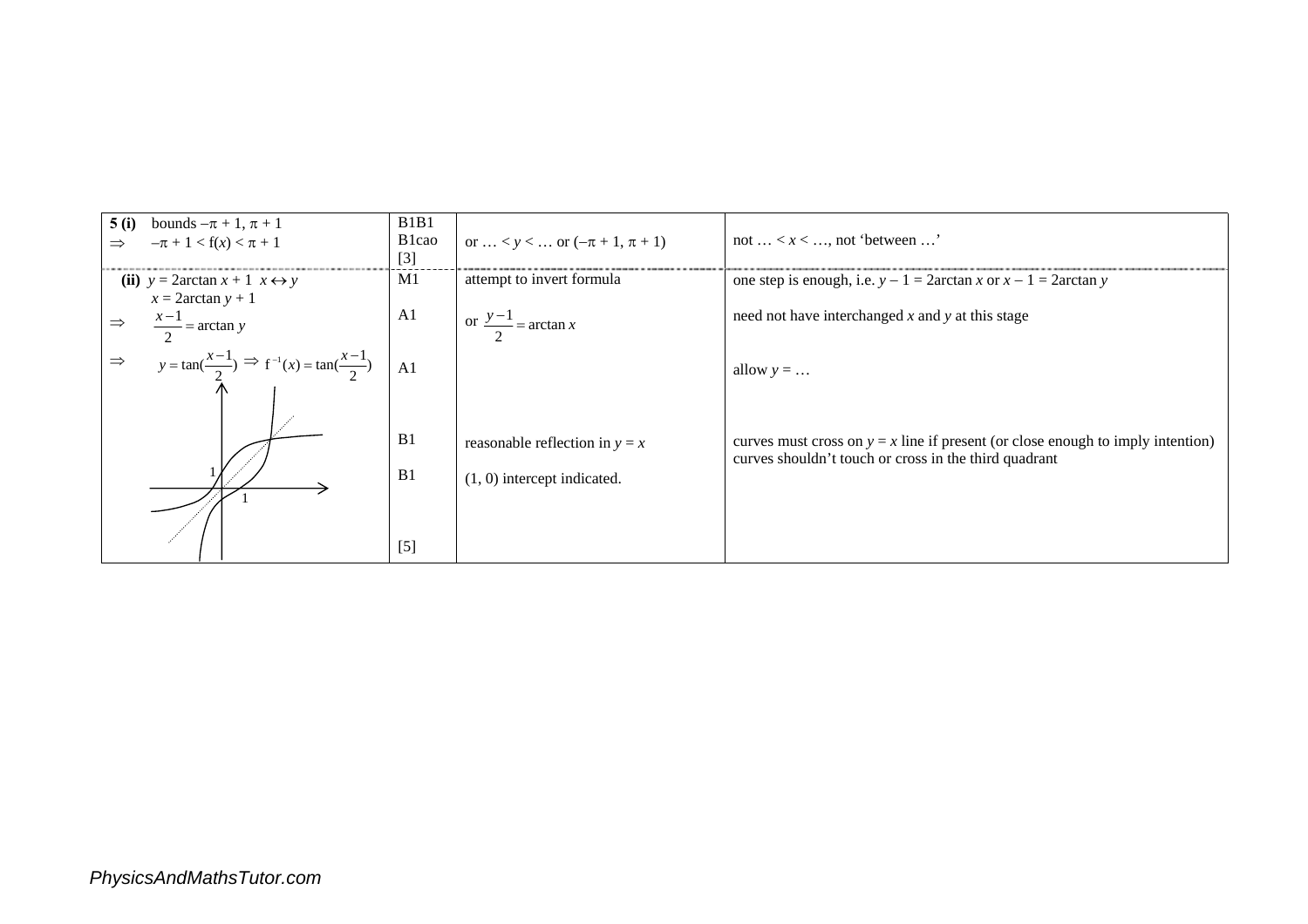| | | | |
|---|---|---|---|
| **5 (i)** bounds $-\pi + 1$, $\pi + 1$<br>$\Rightarrow$ $-\pi + 1 < f(x) < \pi + 1$ | B1B1<br>B1cao<br>[3] | or … $< y <$ … or $(-\pi + 1, \pi + 1)$ | not … $< x <$ …, not 'between …' |
| **(ii)** $y = 2\arctan x + 1$ $x \leftrightarrow y$<br>$x = 2\arctan y + 1$<br>$\Rightarrow$ $\frac{x-1}{2} = \arctan y$<br>$\Rightarrow$ $y = \tan(\frac{x-1}{2}) \Rightarrow f^{-1}(x) = \tan(\frac{x-1}{2})$ | M1<br><br>A1<br><br>A1 | attempt to invert formula<br><br>or $\frac{y-1}{2} = \arctan x$ | one step is enough, i.e. $y - 1 = 2\arctan x$ or $x - 1 = 2\arctan y$<br><br>need not have interchanged $x$ and $y$ at this stage<br><br>allow $y =$ … |
| | B1<br><br>B1<br><br>[5] | reasonable reflection in $y = x$<br><br>(1, 0) intercept indicated. | curves must cross on $y = x$ line if present (or close enough to imply intention)<br>curves shouldn't touch or cross in the third quadrant |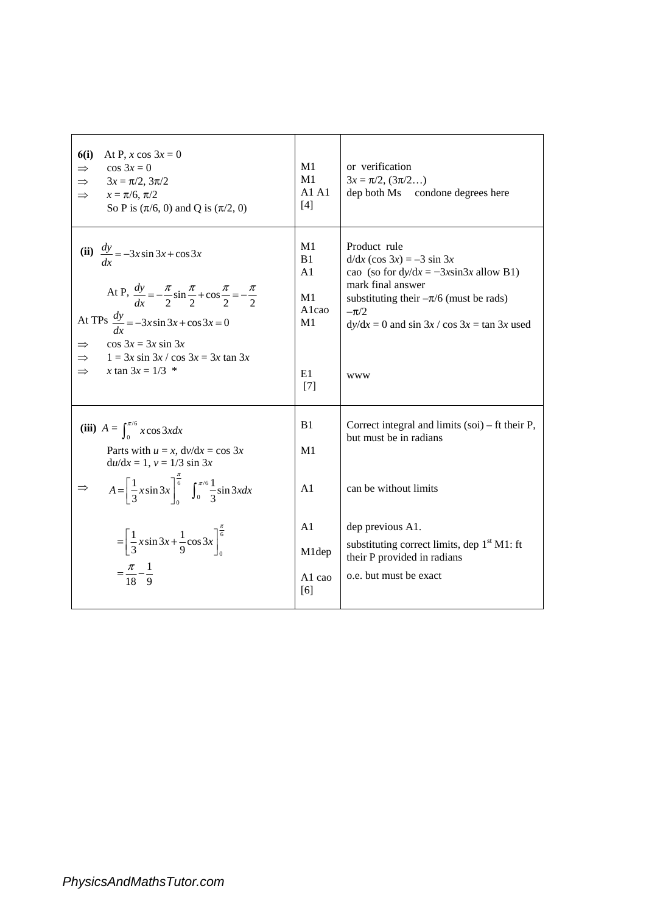| | | |
|---|---|---|
| **6(i)** At P, $x \cos 3x = 0$<br>$\Rightarrow$ $\cos 3x = 0$<br>$\Rightarrow$ $3x = \pi/2, 3\pi/2$<br>$\Rightarrow$ $x = \pi/6, \pi/2$<br>So P is $(\pi/6, 0)$ and Q is $(\pi/2, 0)$ | M1<br>M1<br>A1 A1<br>[4] | or verification<br>$3x = \pi/2, (3\pi/2\ldots)$<br>dep both Ms condone degrees here |
| **(ii)** $\frac{dy}{dx} = -3x\sin 3x + \cos 3x$<br><br>At P, $\frac{dy}{dx} = -\frac{\pi}{2}\sin\frac{\pi}{2} + \cos\frac{\pi}{2} = -\frac{\pi}{2}$<br>At TPs $\frac{dy}{dx} = -3x\sin 3x + \cos 3x = 0$<br>$\Rightarrow$ $\cos 3x = 3x \sin 3x$<br>$\Rightarrow$ $1 = 3x \sin 3x / \cos 3x = 3x \tan 3x$<br>$\Rightarrow$ $x \tan 3x = 1/3$ * | M1<br>B1<br>A1<br><br>M1<br>A1cao<br>M1<br><br><br>E1<br>[7] | Product rule<br>$d/dx (\cos 3x) = -3 \sin 3x$<br>cao (so for $dy/dx = -3x\sin 3x$ allow B1)<br>mark final answer<br>substituting their $-\pi/6$ (must be rads)<br>$-\pi/2$<br>$dy/dx = 0$ and $\sin 3x / \cos 3x = \tan 3x$ used<br><br><br>www |
| **(iii)** $A = \int_0^{\pi/6} x\cos 3x\,dx$<br>Parts with $u = x$, $dv/dx = \cos 3x$<br>$du/dx = 1$, $v = 1/3 \sin 3x$<br>$\Rightarrow$ $A = \left[\frac{1}{3}x\sin 3x\right]_0^{\frac{\pi}{6}} \quad \int_0^{\pi/6}\frac{1}{3}\sin 3x\,dx$<br><br>$= \left[\frac{1}{3}x\sin 3x + \frac{1}{9}\cos 3x\right]_0^{\frac{\pi}{6}}$<br>$= \frac{\pi}{18} - \frac{1}{9}$ | B1<br><br>M1<br><br>A1<br><br>A1<br>M1dep<br>A1 cao<br>[6] | Correct integral and limits (soi) – ft their P, but must be in radians<br><br><br>can be without limits<br><br>dep previous A1.<br>substituting correct limits, dep 1st M1: ft their P provided in radians<br>o.e. but must be exact |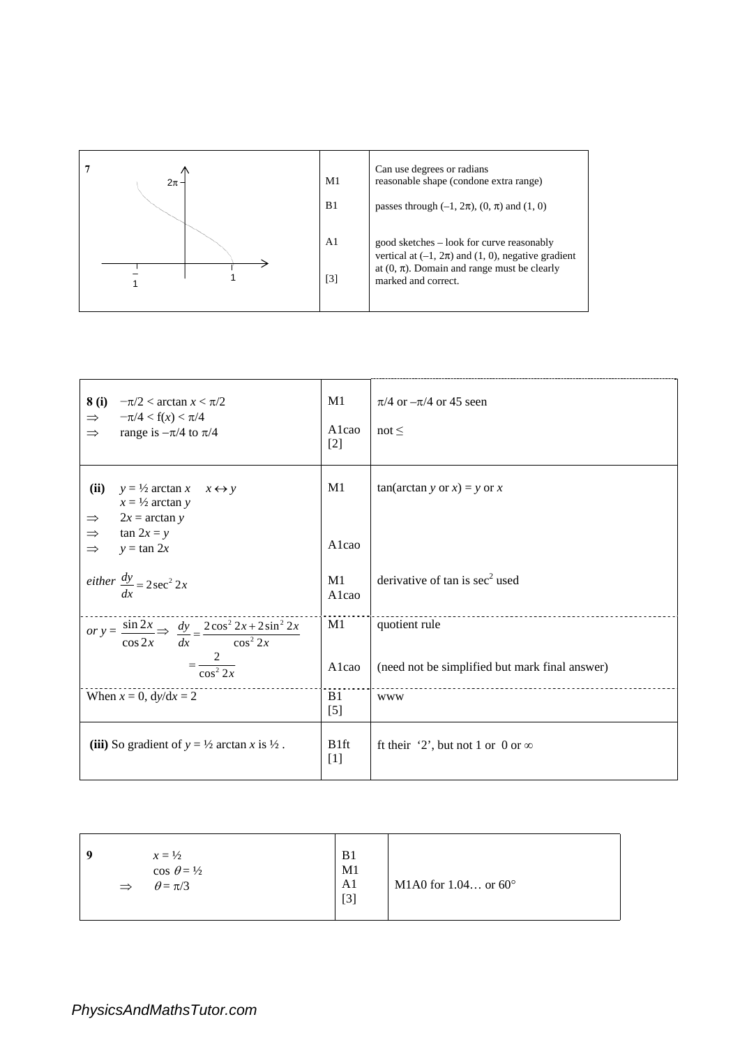| | | |
|---|---|---|
| **7** 2π, −1, 1 | M1<br><br>B1<br><br>A1<br><br>[3] | Can use degrees or radians<br>reasonable shape (condone extra range)<br><br>passes through (–1, 2π), (0, π) and (1, 0)<br><br>good sketches – look for curve reasonably vertical at (–1, 2π) and (1, 0), negative gradient at (0, π). Domain and range must be clearly marked and correct. |

| | | |
|---|---|---|
| **8 (i)** $-\pi/2 < \arctan x < \pi/2$<br>$\Rightarrow$ $-\pi/4 < f(x) < \pi/4$<br>$\Rightarrow$ range is $-\pi/4$ to $\pi/4$ | M1<br><br>A1cao<br>[2] | $\pi/4$ or $-\pi/4$ or 45 seen<br><br>not $\leq$ |
| **(ii)** $y = ½ \arctan x$ $x \leftrightarrow y$<br>$x = ½ \arctan y$<br>$\Rightarrow$ $2x = \arctan y$<br>$\Rightarrow$ $\tan 2x = y$<br>$\Rightarrow$ $y = \tan 2x$ | M1<br><br><br><br>A1cao | tan(arctan $y$ or $x$) = $y$ or $x$ |
| *either* $\frac{dy}{dx} = 2\sec^2 2x$ | M1<br>A1cao | derivative of tan is $\sec^2$ used |
| *or* $y = \frac{\sin 2x}{\cos 2x} \Rightarrow \frac{dy}{dx} = \frac{2\cos^2 2x + 2\sin^2 2x}{\cos^2 2x}$<br>$= \frac{2}{\cos^2 2x}$ | M1<br><br>A1cao | quotient rule<br><br>(need not be simplified but mark final answer) |
| When $x = 0$, $dy/dx = 2$ | B1<br>[5] | www |
| **(iii)** So gradient of $y = ½ \arctan x$ is ½ . | B1ft<br>[1] | ft their '2', but not 1 or 0 or $\infty$ |

| | | |
|---|---|---|
| **9** $x = ½$<br>$\cos \theta = ½$<br>$\Rightarrow$ $\theta = \pi/3$ | B1<br>M1<br>A1<br>[3] | M1A0 for 1.04… or 60° |